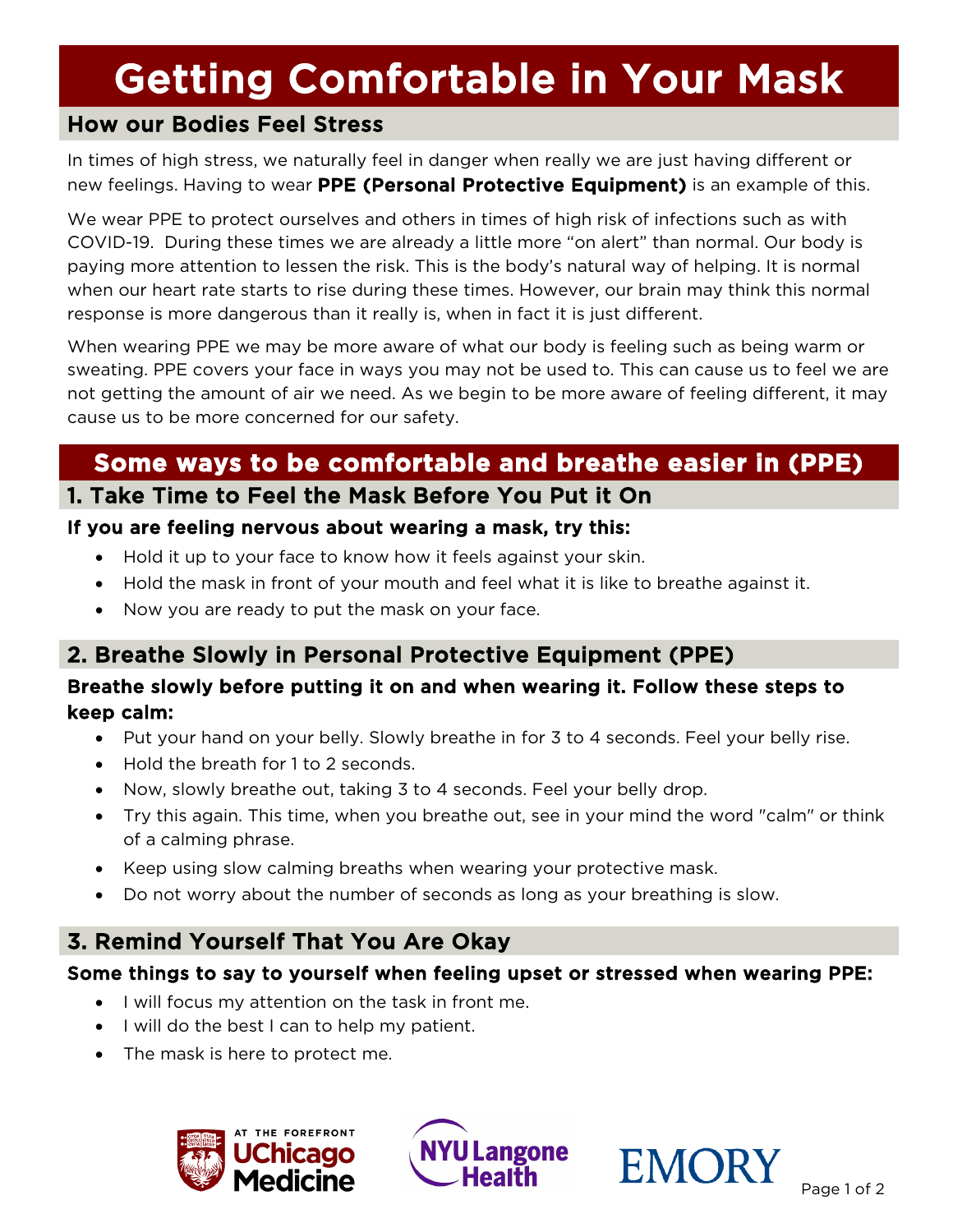# Getting Comfortable in Your Mask

## How our Bodies Feel Stress

In times of high stress, we naturally feel in danger when really we are just having different or new feelings. Having to wear **PPE (Personal Protective Equipment)** is an example of this.

We wear PPE to protect ourselves and others in times of high risk of infections such as with COVID-19. During these times we are already a little more "on alert" than normal. Our body is paying more attention to lessen the risk. This is the body's natural way of helping. It is normal when our heart rate starts to rise during these times. However, our brain may think this normal response is more dangerous than it really is, when in fact it is just different.

When wearing PPE we may be more aware of what our body is feeling such as being warm or sweating. PPE covers your face in ways you may not be used to. This can cause us to feel we are not getting the amount of air we need. As we begin to be more aware of feeling different, it may cause us to be more concerned for our safety.

## Some ways to be comfortable and breathe easier in (PPE)

### 1. Take Time to Feel the Mask Before You Put it On

**If you are feeling nervous about wearing a mask, try this:**

- Hold it up to your face to know how it feels against your skin.
- Hold the mask in front of your mouth and feel what it is like to breathe against it.
- Now you are ready to put the mask on your face.

### 2. Breathe Slowly in Personal Protective Equipment (PPE)

**Breathe slowly before putting it on and when wearing it. Follow these steps to keep calm:**

- Put your hand on your belly. Slowly breathe in for 3 to 4 seconds. Feel your belly rise.
- Hold the breath for 1 to 2 seconds.
- Now, slowly breathe out, taking 3 to 4 seconds. Feel your belly drop.
- Try this again. This time, when you breathe out, see in your mind the word "calm" or think of a calming phrase.
- Keep using slow calming breaths when wearing your protective mask.
- Do not worry about the number of seconds as long as your breathing is slow.

### 3. Remind Yourself That You Are Okay

**Some things to say to yourself when feeling upset or stressed when wearing PPE:**

- I will focus my attention on the task in front me.
- I will do the best I can to help my patient.
- The mask is here to protect me.

AT THE FOREFRONT UChicago Medicine | NYU Langone Health | EMORY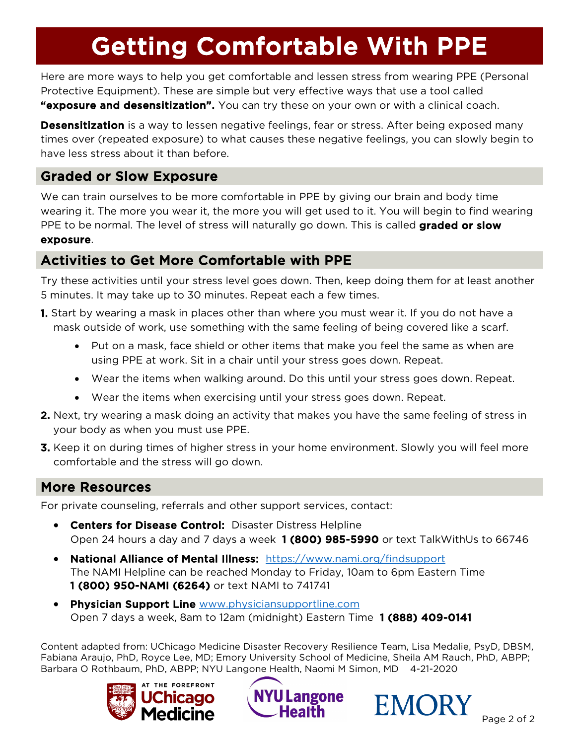# Getting Comfortable With PPE

Here are more ways to help you get comfortable and lessen stress from wearing PPE (Personal Protective Equipment). These are simple but very effective ways that use a tool called **"exposure and desensitization".** You can try these on your own or with a clinical coach.

**Desensitization** is a way to lessen negative feelings, fear or stress. After being exposed many times over (repeated exposure) to what causes these negative feelings, you can slowly begin to have less stress about it than before.

## Graded or Slow Exposure

We can train ourselves to be more comfortable in PPE by giving our brain and body time wearing it. The more you wear it, the more you will get used to it. You will begin to find wearing PPE to be normal. The level of stress will naturally go down. This is called **graded or slow exposure**.

## Activities to Get More Comfortable with PPE

Try these activities until your stress level goes down. Then, keep doing them for at least another 5 minutes. It may take up to 30 minutes. Repeat each a few times.

1. Start by wearing a mask in places other than where you must wear it. If you do not have a mask outside of work, use something with the same feeling of being covered like a scarf.
   - Put on a mask, face shield or other items that make you feel the same as when are using PPE at work. Sit in a chair until your stress goes down. Repeat.
   - Wear the items when walking around. Do this until your stress goes down. Repeat.
   - Wear the items when exercising until your stress goes down. Repeat.
2. Next, try wearing a mask doing an activity that makes you have the same feeling of stress in your body as when you must use PPE.
3. Keep it on during times of higher stress in your home environment. Slowly you will feel more comfortable and the stress will go down.

## More Resources

For private counseling, referrals and other support services, contact:

- **Centers for Disease Control:** Disaster Distress Helpline
  Open 24 hours a day and 7 days a week **1 (800) 985-5990** or text TalkWithUs to 66746
- **National Alliance of Mental Illness:** https://www.nami.org/findsupport
  The NAMI Helpline can be reached Monday to Friday, 10am to 6pm Eastern Time
  **1 (800) 950-NAMI (6264)** or text NAMI to 741741
- **Physician Support Line** www.physiciansupportline.com
  Open 7 days a week, 8am to 12am (midnight) Eastern Time **1 (888) 409-0141**

Content adapted from: UChicago Medicine Disaster Recovery Resilience Team, Lisa Medalie, PsyD, DBSM, Fabiana Araujo, PhD, Royce Lee, MD; Emory University School of Medicine, Sheila AM Rauch, PhD, ABPP; Barbara O Rothbaum, PhD, ABPP; NYU Langone Health, Naomi M Simon, MD 4-21-2020

AT THE FOREFRONT UChicago Medicine | NYU Langone Health | EMORY